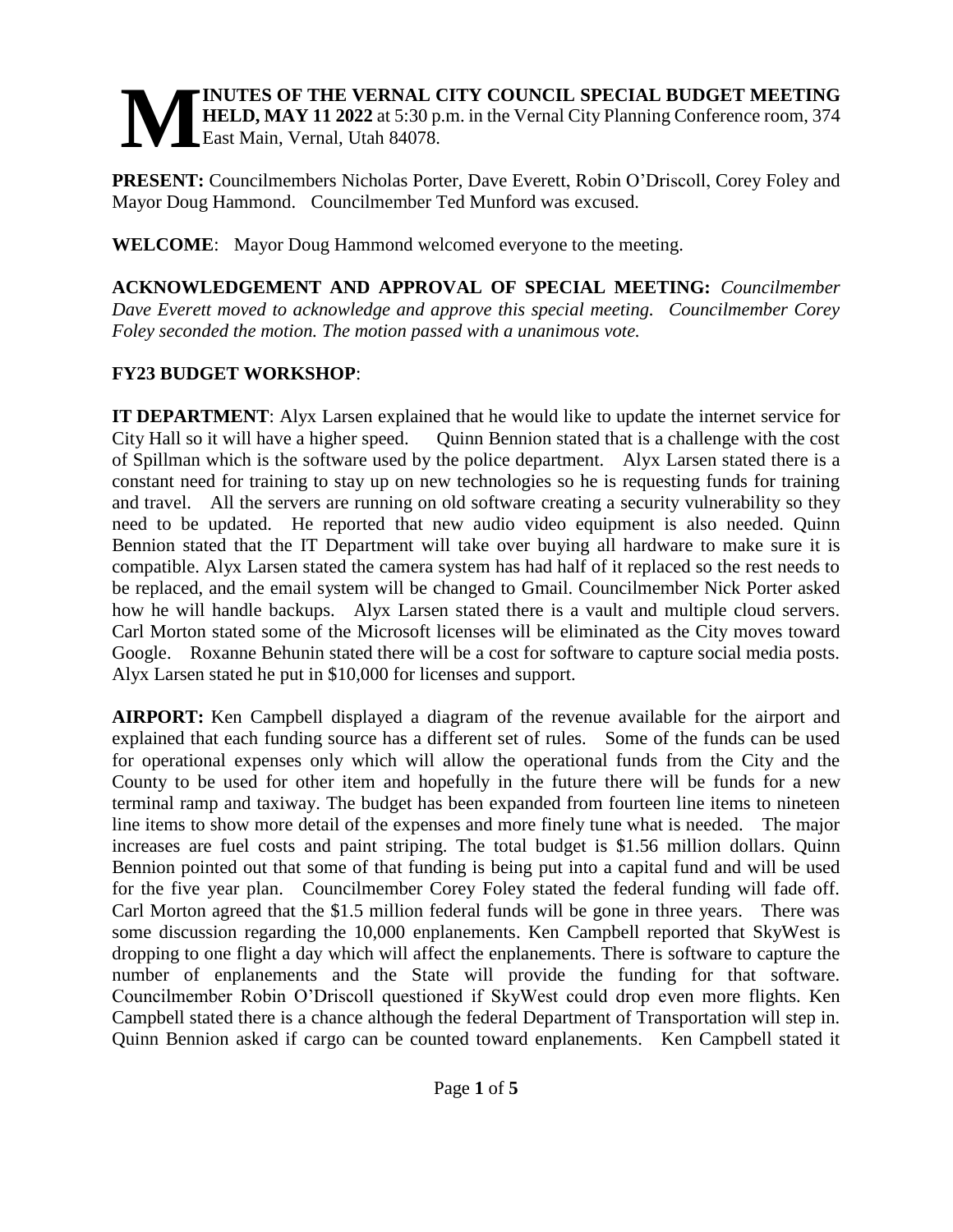# MINUTES OF THE VERNAL CITY COUNCIL SPECIAL BUDGET MEETING HELD, MAY 11 2022

**MINUTES OF THE VERNAL CITY COUNCIL SPECIAL BUDGET MEETING HELD, MAY 11 2022** at 5:30 p.m. in the Vernal City Planning Conference room, 374 East Main, Vernal, Utah 84078.

**PRESENT:** Councilmembers Nicholas Porter, Dave Everett, Robin O'Driscoll, Corey Foley and Mayor Doug Hammond. Councilmember Ted Munford was excused.

**WELCOME**: Mayor Doug Hammond welcomed everyone to the meeting.

**ACKNOWLEDGEMENT AND APPROVAL OF SPECIAL MEETING:** *Councilmember Dave Everett moved to acknowledge and approve this special meeting. Councilmember Corey Foley seconded the motion. The motion passed with a unanimous vote.*

**FY23 BUDGET WORKSHOP**:

**IT DEPARTMENT**: Alyx Larsen explained that he would like to update the internet service for City Hall so it will have a higher speed. Quinn Bennion stated that is a challenge with the cost of Spillman which is the software used by the police department. Alyx Larsen stated there is a constant need for training to stay up on new technologies so he is requesting funds for training and travel. All the servers are running on old software creating a security vulnerability so they need to be updated. He reported that new audio video equipment is also needed. Quinn Bennion stated that the IT Department will take over buying all hardware to make sure it is compatible. Alyx Larsen stated the camera system has had half of it replaced so the rest needs to be replaced, and the email system will be changed to Gmail. Councilmember Nick Porter asked how he will handle backups. Alyx Larsen stated there is a vault and multiple cloud servers. Carl Morton stated some of the Microsoft licenses will be eliminated as the City moves toward Google. Roxanne Behunin stated there will be a cost for software to capture social media posts. Alyx Larsen stated he put in $10,000 for licenses and support.

**AIRPORT:** Ken Campbell displayed a diagram of the revenue available for the airport and explained that each funding source has a different set of rules. Some of the funds can be used for operational expenses only which will allow the operational funds from the City and the County to be used for other item and hopefully in the future there will be funds for a new terminal ramp and taxiway. The budget has been expanded from fourteen line items to nineteen line items to show more detail of the expenses and more finely tune what is needed. The major increases are fuel costs and paint striping. The total budget is $1.56 million dollars. Quinn Bennion pointed out that some of that funding is being put into a capital fund and will be used for the five year plan. Councilmember Corey Foley stated the federal funding will fade off. Carl Morton agreed that the $1.5 million federal funds will be gone in three years. There was some discussion regarding the 10,000 enplanements. Ken Campbell reported that SkyWest is dropping to one flight a day which will affect the enplanements. There is software to capture the number of enplanements and the State will provide the funding for that software. Councilmember Robin O'Driscoll questioned if SkyWest could drop even more flights. Ken Campbell stated there is a chance although the federal Department of Transportation will step in. Quinn Bennion asked if cargo can be counted toward enplanements. Ken Campbell stated it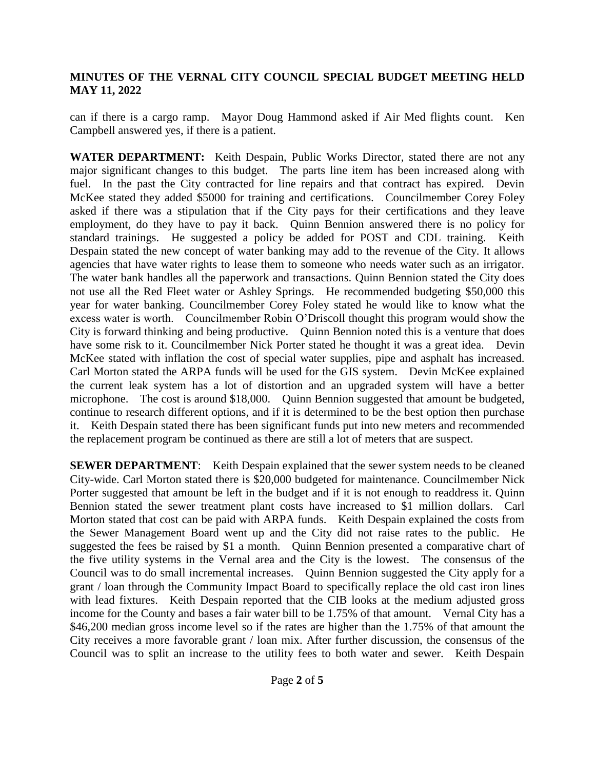can if there is a cargo ramp. Mayor Doug Hammond asked if Air Med flights count. Ken Campbell answered yes, if there is a patient.

**WATER DEPARTMENT:** Keith Despain, Public Works Director, stated there are not any major significant changes to this budget. The parts line item has been increased along with fuel. In the past the City contracted for line repairs and that contract has expired. Devin McKee stated they added $5000 for training and certifications. Councilmember Corey Foley asked if there was a stipulation that if the City pays for their certifications and they leave employment, do they have to pay it back. Quinn Bennion answered there is no policy for standard trainings. He suggested a policy be added for POST and CDL training. Keith Despain stated the new concept of water banking may add to the revenue of the City. It allows agencies that have water rights to lease them to someone who needs water such as an irrigator. The water bank handles all the paperwork and transactions. Quinn Bennion stated the City does not use all the Red Fleet water or Ashley Springs. He recommended budgeting $50,000 this year for water banking. Councilmember Corey Foley stated he would like to know what the excess water is worth. Councilmember Robin O'Driscoll thought this program would show the City is forward thinking and being productive. Quinn Bennion noted this is a venture that does have some risk to it. Councilmember Nick Porter stated he thought it was a great idea. Devin McKee stated with inflation the cost of special water supplies, pipe and asphalt has increased. Carl Morton stated the ARPA funds will be used for the GIS system. Devin McKee explained the current leak system has a lot of distortion and an upgraded system will have a better microphone. The cost is around $18,000. Quinn Bennion suggested that amount be budgeted, continue to research different options, and if it is determined to be the best option then purchase it. Keith Despain stated there has been significant funds put into new meters and recommended the replacement program be continued as there are still a lot of meters that are suspect.

**SEWER DEPARTMENT**: Keith Despain explained that the sewer system needs to be cleaned City-wide. Carl Morton stated there is $20,000 budgeted for maintenance. Councilmember Nick Porter suggested that amount be left in the budget and if it is not enough to readdress it. Quinn Bennion stated the sewer treatment plant costs have increased to $1 million dollars. Carl Morton stated that cost can be paid with ARPA funds. Keith Despain explained the costs from the Sewer Management Board went up and the City did not raise rates to the public. He suggested the fees be raised by $1 a month. Quinn Bennion presented a comparative chart of the five utility systems in the Vernal area and the City is the lowest. The consensus of the Council was to do small incremental increases. Quinn Bennion suggested the City apply for a grant / loan through the Community Impact Board to specifically replace the old cast iron lines with lead fixtures. Keith Despain reported that the CIB looks at the medium adjusted gross income for the County and bases a fair water bill to be 1.75% of that amount. Vernal City has a $46,200 median gross income level so if the rates are higher than the 1.75% of that amount the City receives a more favorable grant / loan mix. After further discussion, the consensus of the Council was to split an increase to the utility fees to both water and sewer. Keith Despain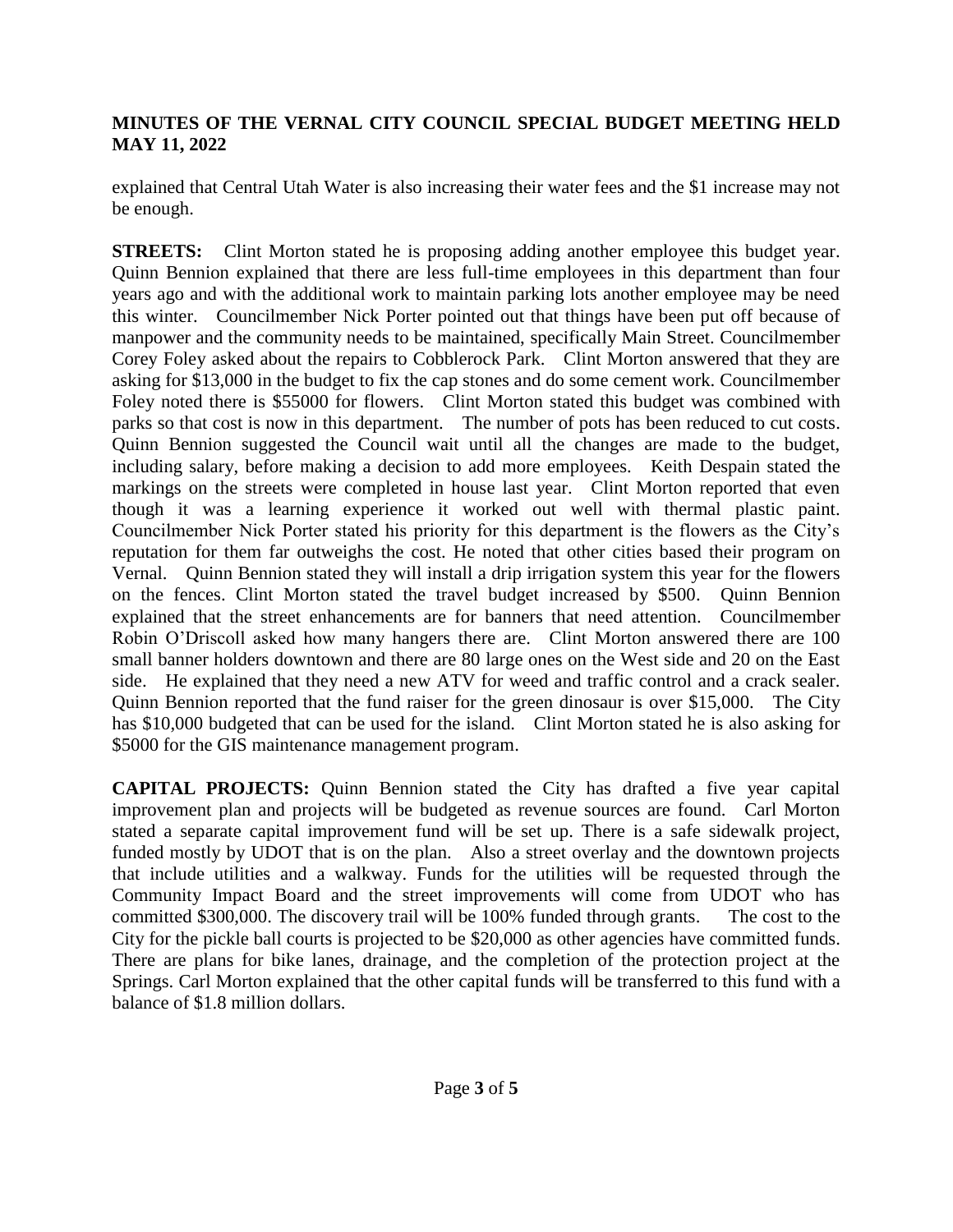explained that Central Utah Water is also increasing their water fees and the $1 increase may not be enough.

**STREETS:** Clint Morton stated he is proposing adding another employee this budget year. Quinn Bennion explained that there are less full-time employees in this department than four years ago and with the additional work to maintain parking lots another employee may be need this winter. Councilmember Nick Porter pointed out that things have been put off because of manpower and the community needs to be maintained, specifically Main Street. Councilmember Corey Foley asked about the repairs to Cobblerock Park. Clint Morton answered that they are asking for $13,000 in the budget to fix the cap stones and do some cement work. Councilmember Foley noted there is $55000 for flowers. Clint Morton stated this budget was combined with parks so that cost is now in this department. The number of pots has been reduced to cut costs. Quinn Bennion suggested the Council wait until all the changes are made to the budget, including salary, before making a decision to add more employees. Keith Despain stated the markings on the streets were completed in house last year. Clint Morton reported that even though it was a learning experience it worked out well with thermal plastic paint. Councilmember Nick Porter stated his priority for this department is the flowers as the City's reputation for them far outweighs the cost. He noted that other cities based their program on Vernal. Quinn Bennion stated they will install a drip irrigation system this year for the flowers on the fences. Clint Morton stated the travel budget increased by $500. Quinn Bennion explained that the street enhancements are for banners that need attention. Councilmember Robin O'Driscoll asked how many hangers there are. Clint Morton answered there are 100 small banner holders downtown and there are 80 large ones on the West side and 20 on the East side. He explained that they need a new ATV for weed and traffic control and a crack sealer. Quinn Bennion reported that the fund raiser for the green dinosaur is over $15,000. The City has $10,000 budgeted that can be used for the island. Clint Morton stated he is also asking for $5000 for the GIS maintenance management program.

**CAPITAL PROJECTS:** Quinn Bennion stated the City has drafted a five year capital improvement plan and projects will be budgeted as revenue sources are found. Carl Morton stated a separate capital improvement fund will be set up. There is a safe sidewalk project, funded mostly by UDOT that is on the plan. Also a street overlay and the downtown projects that include utilities and a walkway. Funds for the utilities will be requested through the Community Impact Board and the street improvements will come from UDOT who has committed $300,000. The discovery trail will be 100% funded through grants. The cost to the City for the pickle ball courts is projected to be $20,000 as other agencies have committed funds. There are plans for bike lanes, drainage, and the completion of the protection project at the Springs. Carl Morton explained that the other capital funds will be transferred to this fund with a balance of $1.8 million dollars.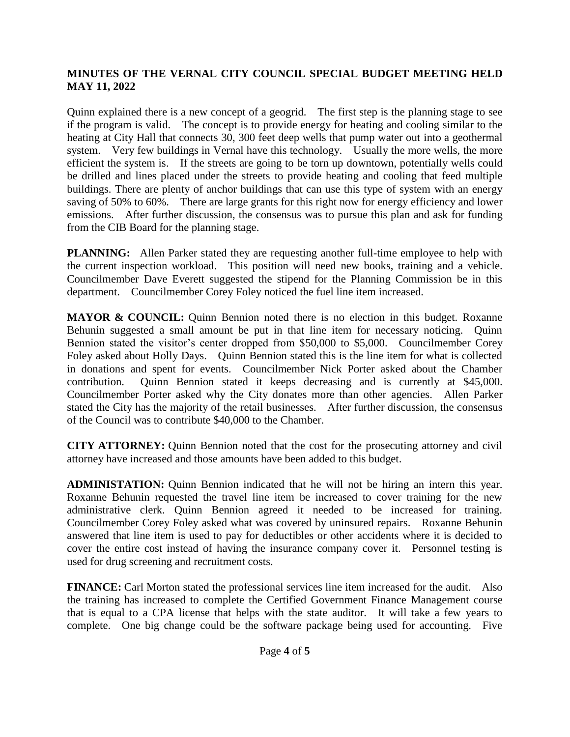**MINUTES OF THE VERNAL CITY COUNCIL SPECIAL BUDGET MEETING HELD MAY 11, 2022**

Quinn explained there is a new concept of a geogrid. The first step is the planning stage to see if the program is valid. The concept is to provide energy for heating and cooling similar to the heating at City Hall that connects 30, 300 feet deep wells that pump water out into a geothermal system. Very few buildings in Vernal have this technology. Usually the more wells, the more efficient the system is. If the streets are going to be torn up downtown, potentially wells could be drilled and lines placed under the streets to provide heating and cooling that feed multiple buildings. There are plenty of anchor buildings that can use this type of system with an energy saving of 50% to 60%. There are large grants for this right now for energy efficiency and lower emissions. After further discussion, the consensus was to pursue this plan and ask for funding from the CIB Board for the planning stage.

**PLANNING:** Allen Parker stated they are requesting another full-time employee to help with the current inspection workload. This position will need new books, training and a vehicle. Councilmember Dave Everett suggested the stipend for the Planning Commission be in this department. Councilmember Corey Foley noticed the fuel line item increased.

**MAYOR & COUNCIL:** Quinn Bennion noted there is no election in this budget. Roxanne Behunin suggested a small amount be put in that line item for necessary noticing. Quinn Bennion stated the visitor's center dropped from $50,000 to $5,000. Councilmember Corey Foley asked about Holly Days. Quinn Bennion stated this is the line item for what is collected in donations and spent for events. Councilmember Nick Porter asked about the Chamber contribution. Quinn Bennion stated it keeps decreasing and is currently at $45,000. Councilmember Porter asked why the City donates more than other agencies. Allen Parker stated the City has the majority of the retail businesses. After further discussion, the consensus of the Council was to contribute $40,000 to the Chamber.

**CITY ATTORNEY:** Quinn Bennion noted that the cost for the prosecuting attorney and civil attorney have increased and those amounts have been added to this budget.

**ADMINISTATION:** Quinn Bennion indicated that he will not be hiring an intern this year. Roxanne Behunin requested the travel line item be increased to cover training for the new administrative clerk. Quinn Bennion agreed it needed to be increased for training. Councilmember Corey Foley asked what was covered by uninsured repairs. Roxanne Behunin answered that line item is used to pay for deductibles or other accidents where it is decided to cover the entire cost instead of having the insurance company cover it. Personnel testing is used for drug screening and recruitment costs.

**FINANCE:** Carl Morton stated the professional services line item increased for the audit. Also the training has increased to complete the Certified Government Finance Management course that is equal to a CPA license that helps with the state auditor. It will take a few years to complete. One big change could be the software package being used for accounting. Five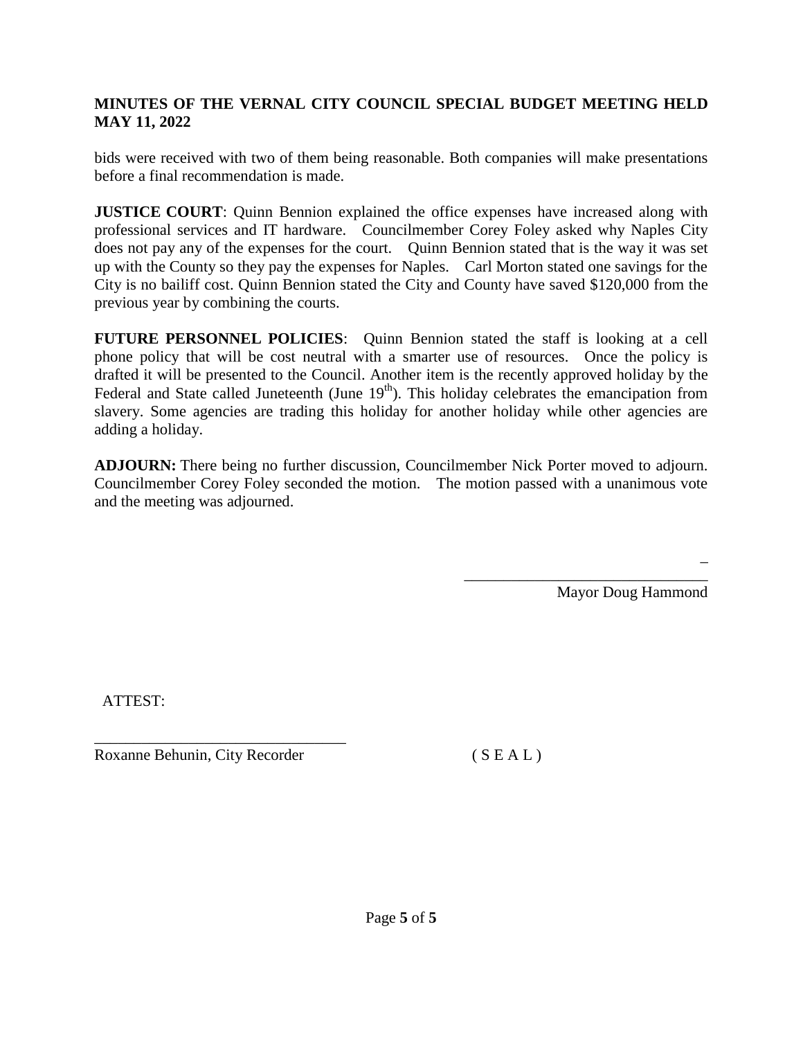bids were received with two of them being reasonable. Both companies will make presentations before a final recommendation is made.

**JUSTICE COURT**: Quinn Bennion explained the office expenses have increased along with professional services and IT hardware. Councilmember Corey Foley asked why Naples City does not pay any of the expenses for the court. Quinn Bennion stated that is the way it was set up with the County so they pay the expenses for Naples. Carl Morton stated one savings for the City is no bailiff cost. Quinn Bennion stated the City and County have saved $120,000 from the previous year by combining the courts.

**FUTURE PERSONNEL POLICIES**: Quinn Bennion stated the staff is looking at a cell phone policy that will be cost neutral with a smarter use of resources. Once the policy is drafted it will be presented to the Council. Another item is the recently approved holiday by the Federal and State called Juneteenth (June 19th). This holiday celebrates the emancipation from slavery. Some agencies are trading this holiday for another holiday while other agencies are adding a holiday.

**ADJOURN:** There being no further discussion, Councilmember Nick Porter moved to adjourn. Councilmember Corey Foley seconded the motion. The motion passed with a unanimous vote and the meeting was adjourned.

\_\_\_\_\_\_\_\_\_\_\_\_\_\_\_\_\_\_\_\_\_\_\_\_\_\_\_\_\_\_\_\_

Mayor Doug Hammond

ATTEST:

\_\_\_\_\_\_\_\_\_\_\_\_\_\_\_\_\_\_\_\_\_\_\_\_\_\_\_\_\_\_\_\_

Roxanne Behunin, City Recorder ( S E A L )